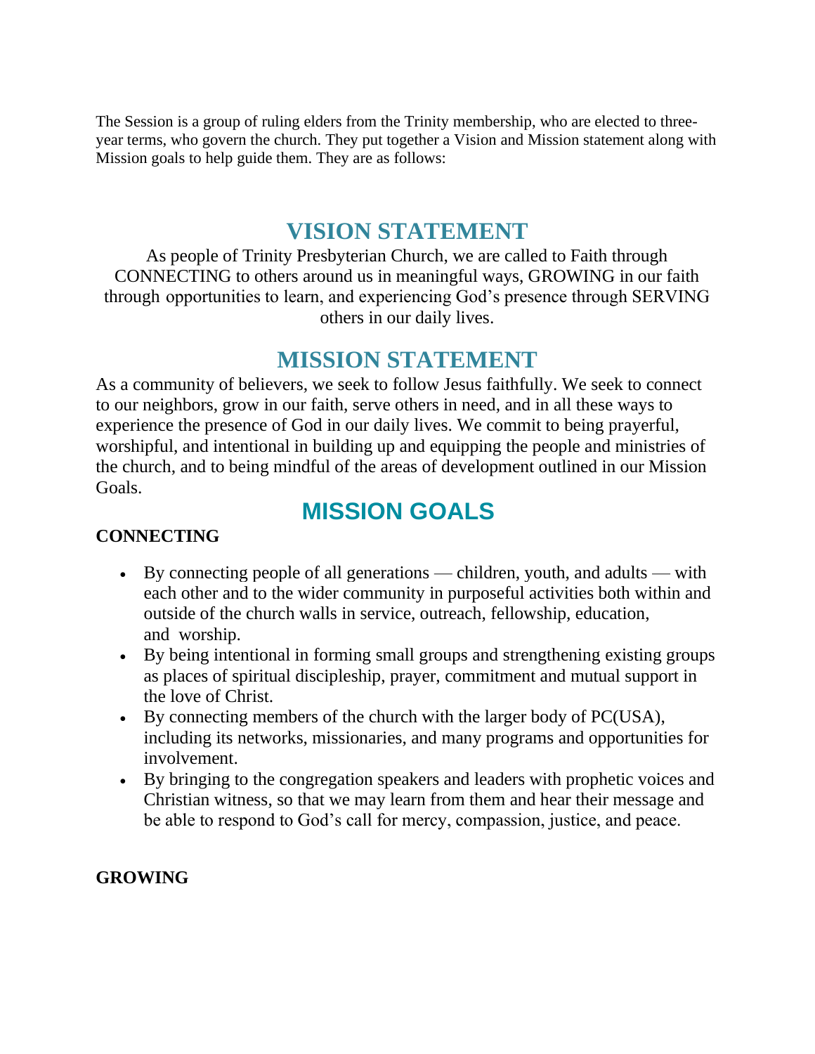The Session is a group of ruling elders from the Trinity membership, who are elected to three-year terms, who govern the church. They put together a Vision and Mission statement along with Mission goals to help guide them. They are as follows:

# VISION STATEMENT

As people of Trinity Presbyterian Church, we are called to Faith through CONNECTING to others around us in meaningful ways, GROWING in our faith through opportunities to learn, and experiencing God's presence through SERVING others in our daily lives.

# MISSION STATEMENT

As a community of believers, we seek to follow Jesus faithfully. We seek to connect to our neighbors, grow in our faith, serve others in need, and in all these ways to experience the presence of God in our daily lives. We commit to being prayerful, worshipful, and intentional in building up and equipping the people and ministries of the church, and to being mindful of the areas of development outlined in our Mission Goals.

# MISSION GOALS

**CONNECTING**

- By connecting people of all generations — children, youth, and adults — with each other and to the wider community in purposeful activities both within and outside of the church walls in service, outreach, fellowship, education, and worship.
- By being intentional in forming small groups and strengthening existing groups as places of spiritual discipleship, prayer, commitment and mutual support in the love of Christ.
- By connecting members of the church with the larger body of PC(USA), including its networks, missionaries, and many programs and opportunities for involvement.
- By bringing to the congregation speakers and leaders with prophetic voices and Christian witness, so that we may learn from them and hear their message and be able to respond to God's call for mercy, compassion, justice, and peace.

**GROWING**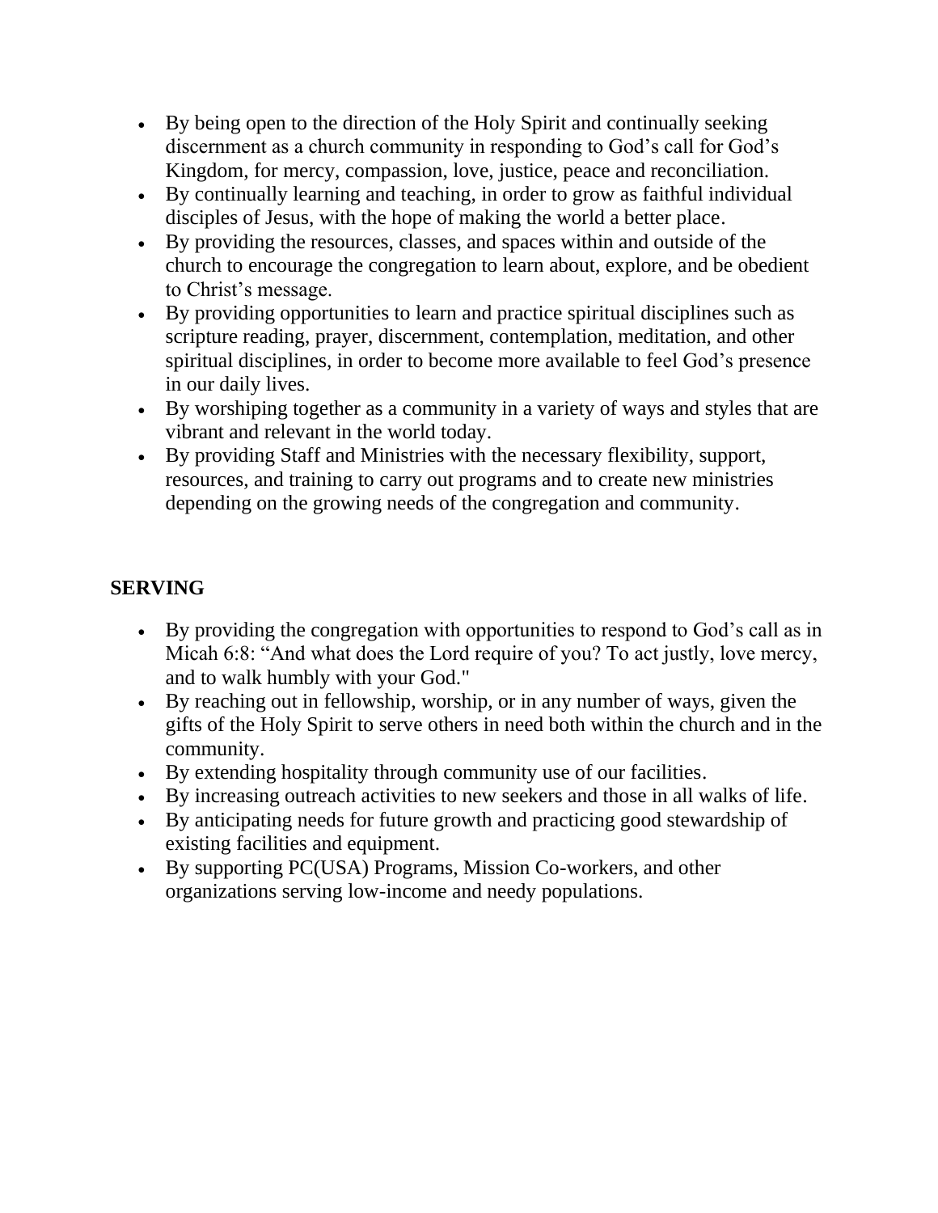- By being open to the direction of the Holy Spirit and continually seeking discernment as a church community in responding to God's call for God's Kingdom, for mercy, compassion, love, justice, peace and reconciliation.
- By continually learning and teaching, in order to grow as faithful individual disciples of Jesus, with the hope of making the world a better place.
- By providing the resources, classes, and spaces within and outside of the church to encourage the congregation to learn about, explore, and be obedient to Christ's message.
- By providing opportunities to learn and practice spiritual disciplines such as scripture reading, prayer, discernment, contemplation, meditation, and other spiritual disciplines, in order to become more available to feel God's presence in our daily lives.
- By worshiping together as a community in a variety of ways and styles that are vibrant and relevant in the world today.
- By providing Staff and Ministries with the necessary flexibility, support, resources, and training to carry out programs and to create new ministries depending on the growing needs of the congregation and community.

**SERVING**

- By providing the congregation with opportunities to respond to God's call as in Micah 6:8: "And what does the Lord require of you? To act justly, love mercy, and to walk humbly with your God."
- By reaching out in fellowship, worship, or in any number of ways, given the gifts of the Holy Spirit to serve others in need both within the church and in the community.
- By extending hospitality through community use of our facilities.
- By increasing outreach activities to new seekers and those in all walks of life.
- By anticipating needs for future growth and practicing good stewardship of existing facilities and equipment.
- By supporting PC(USA) Programs, Mission Co-workers, and other organizations serving low-income and needy populations.